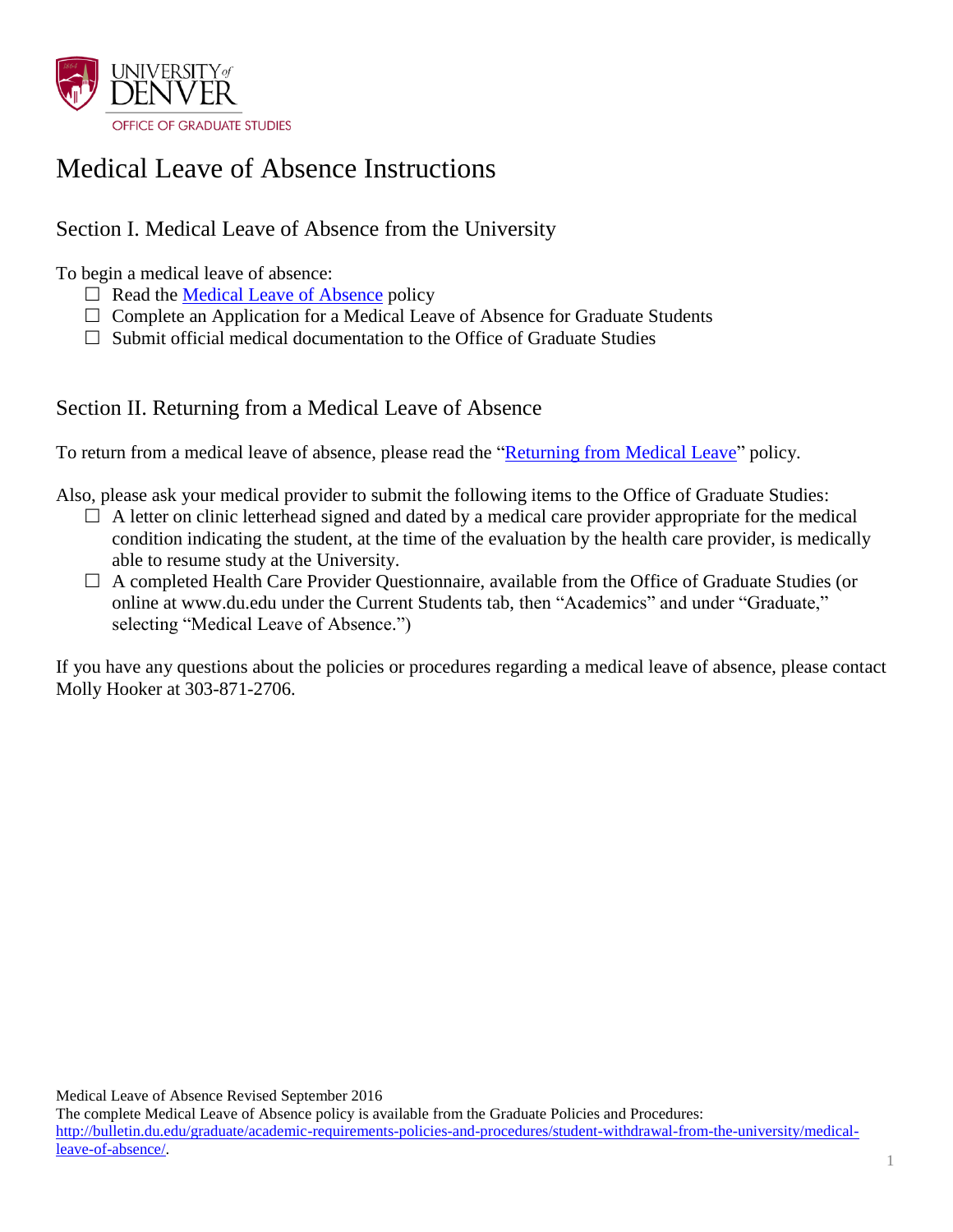UNIVERSITY of DENVER

OFFICE OF GRADUATE STUDIES

# Medical Leave of Absence Instructions

## Section I. Medical Leave of Absence from the University

To begin a medical leave of absence:

- ☐ Read the [Medical Leave of Absence](http://bulletin.du.edu/graduate/academic-requirements-policies-and-procedures/student-withdrawal-from-the-university/medical-leave-of-absence/) policy
- ☐ Complete an Application for a Medical Leave of Absence for Graduate Students
- ☐ Submit official medical documentation to the Office of Graduate Studies

## Section II. Returning from a Medical Leave of Absence

To return from a medical leave of absence, please read the "Returning from Medical Leave" policy.

Also, please ask your medical provider to submit the following items to the Office of Graduate Studies:

- ☐ A letter on clinic letterhead signed and dated by a medical care provider appropriate for the medical condition indicating the student, at the time of the evaluation by the health care provider, is medically able to resume study at the University.
- ☐ A completed Health Care Provider Questionnaire, available from the Office of Graduate Studies (or online at www.du.edu under the Current Students tab, then "Academics" and under "Graduate," selecting "Medical Leave of Absence.")

If you have any questions about the policies or procedures regarding a medical leave of absence, please contact Molly Hooker at 303-871-2706.

Medical Leave of Absence Revised September 2016

The complete Medical Leave of Absence policy is available from the Graduate Policies and Procedures: [http://bulletin.du.edu/graduate/academic-requirements-policies-and-procedures/student-withdrawal-from-the-university/medical-leave-of-absence/](http://bulletin.du.edu/graduate/academic-requirements-policies-and-procedures/student-withdrawal-from-the-university/medical-leave-of-absence/).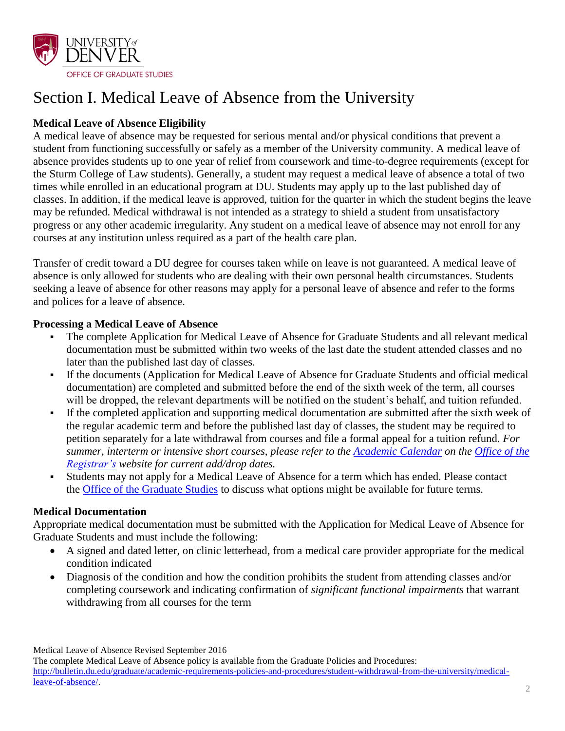# Section I. Medical Leave of Absence from the University

**Medical Leave of Absence Eligibility**

A medical leave of absence may be requested for serious mental and/or physical conditions that prevent a student from functioning successfully or safely as a member of the University community. A medical leave of absence provides students up to one year of relief from coursework and time-to-degree requirements (except for the Sturm College of Law students). Generally, a student may request a medical leave of absence a total of two times while enrolled in an educational program at DU. Students may apply up to the last published day of classes. In addition, if the medical leave is approved, tuition for the quarter in which the student begins the leave may be refunded. Medical withdrawal is not intended as a strategy to shield a student from unsatisfactory progress or any other academic irregularity. Any student on a medical leave of absence may not enroll for any courses at any institution unless required as a part of the health care plan.

Transfer of credit toward a DU degree for courses taken while on leave is not guaranteed. A medical leave of absence is only allowed for students who are dealing with their own personal health circumstances. Students seeking a leave of absence for other reasons may apply for a personal leave of absence and refer to the forms and polices for a leave of absence.

**Processing a Medical Leave of Absence**

- The complete Application for Medical Leave of Absence for Graduate Students and all relevant medical documentation must be submitted within two weeks of the last date the student attended classes and no later than the published last day of classes.
- If the documents (Application for Medical Leave of Absence for Graduate Students and official medical documentation) are completed and submitted before the end of the sixth week of the term, all courses will be dropped, the relevant departments will be notified on the student's behalf, and tuition refunded.
- If the completed application and supporting medical documentation are submitted after the sixth week of the regular academic term and before the published last day of classes, the student may be required to petition separately for a late withdrawal from courses and file a formal appeal for a tuition refund. *For summer, interterm or intensive short courses, please refer to the Academic Calendar on the Office of the Registrar's website for current add/drop dates.*
- Students may not apply for a Medical Leave of Absence for a term which has ended. Please contact the Office of the Graduate Studies to discuss what options might be available for future terms.

**Medical Documentation**

Appropriate medical documentation must be submitted with the Application for Medical Leave of Absence for Graduate Students and must include the following:

- A signed and dated letter, on clinic letterhead, from a medical care provider appropriate for the medical condition indicated
- Diagnosis of the condition and how the condition prohibits the student from attending classes and/or completing coursework and indicating confirmation of *significant functional impairments* that warrant withdrawing from all courses for the term

Medical Leave of Absence Revised September 2016

The complete Medical Leave of Absence policy is available from the Graduate Policies and Procedures: http://bulletin.du.edu/graduate/academic-requirements-policies-and-procedures/student-withdrawal-from-the-university/medical-leave-of-absence/.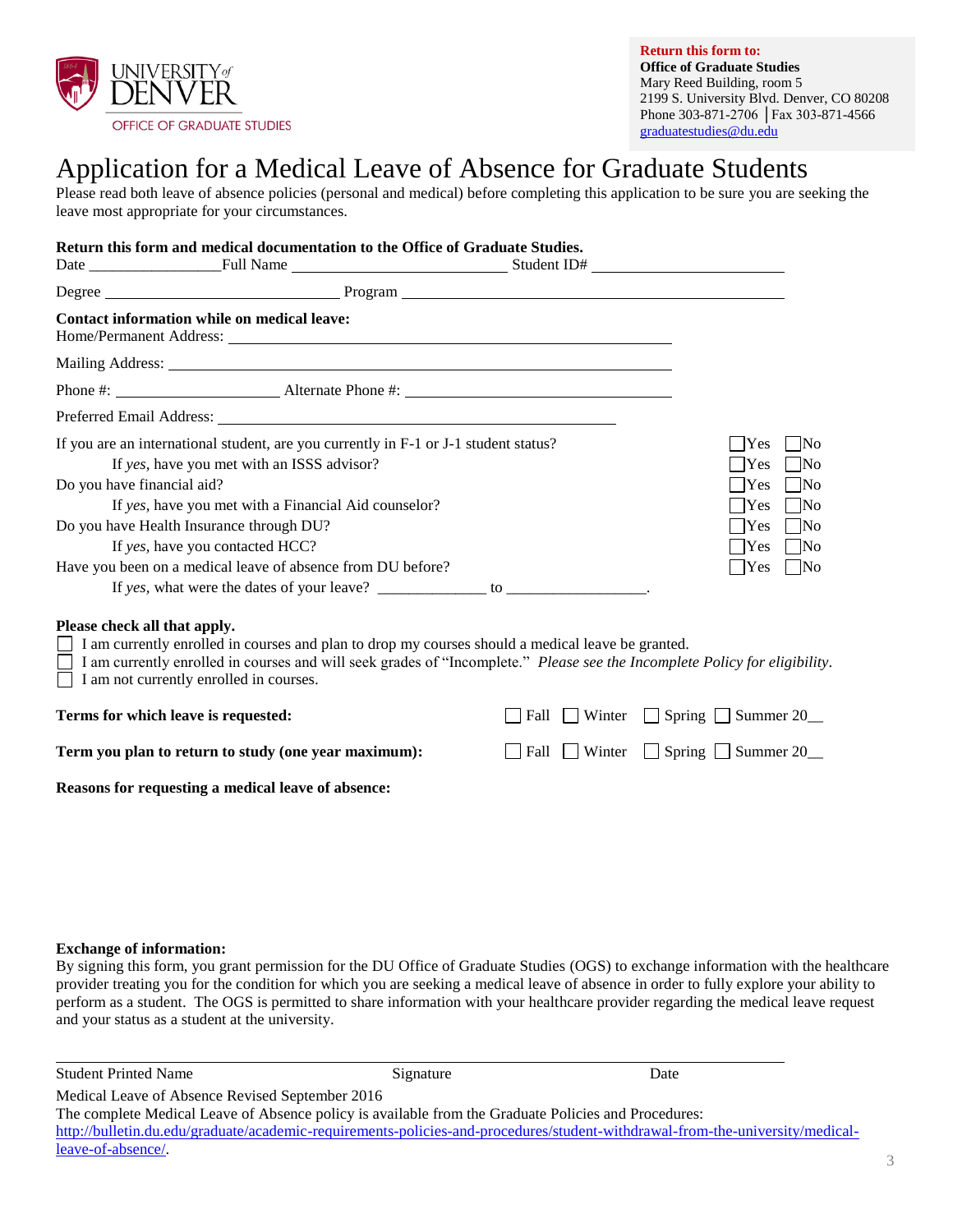UNIVERSITY of DENVER
OFFICE OF GRADUATE STUDIES

**Return this form to:**
**Office of Graduate Studies**
Mary Reed Building, room 5
2199 S. University Blvd. Denver, CO 80208
Phone 303-871-2706 │Fax 303-871-4566
graduatestudies@du.edu

# Application for a Medical Leave of Absence for Graduate Students

Please read both leave of absence policies (personal and medical) before completing this application to be sure you are seeking the leave most appropriate for your circumstances.

**Return this form and medical documentation to the Office of Graduate Studies.**

Date ________________ Full Name ____________________________ Student ID# ________________________

Degree ______________________________ Program ____________________________________________

**Contact information while on medical leave:**

Home/Permanent Address: ____________________________________________________________

Mailing Address: __________________________________________________________________

Phone #: ____________________ Alternate Phone #: ______________________________

Preferred Email Address: ______________________________________________

| Question | Yes | No |
|---|---|---|
| If you are an international student, are you currently in F-1 or J-1 student status? | ☐ Yes | ☐ No |
| If *yes*, have you met with an ISSS advisor? | ☐ Yes | ☐ No |
| Do you have financial aid? | ☐ Yes | ☐ No |
| If *yes*, have you met with a Financial Aid counselor? | ☐ Yes | ☐ No |
| Do you have Health Insurance through DU? | ☐ Yes | ☐ No |
| If *yes*, have you contacted HCC? | ☐ Yes | ☐ No |
| Have you been on a medical leave of absence from DU before? | ☐ Yes | ☐ No |

If *yes*, what were the dates of your leave? _____________ to _________________.

**Please check all that apply.**

- ☐ I am currently enrolled in courses and plan to drop my courses should a medical leave be granted.
- ☐ I am currently enrolled in courses and will seek grades of "Incomplete." *Please see the Incomplete Policy for eligibility*.
- ☐ I am not currently enrolled in courses.

**Terms for which leave is requested:** ☐ Fall ☐ Winter ☐ Spring ☐ Summer 20__

**Term you plan to return to study (one year maximum):** ☐ Fall ☐ Winter ☐ Spring ☐ Summer 20__

**Reasons for requesting a medical leave of absence:**

**Exchange of information:**

By signing this form, you grant permission for the DU Office of Graduate Studies (OGS) to exchange information with the healthcare provider treating you for the condition for which you are seeking a medical leave of absence in order to fully explore your ability to perform as a student. The OGS is permitted to share information with your healthcare provider regarding the medical leave request and your status as a student at the university.

_____________________________________________________________________________

Student Printed Name                    Signature                    Date

Medical Leave of Absence Revised September 2016

The complete Medical Leave of Absence policy is available from the Graduate Policies and Procedures: http://bulletin.du.edu/graduate/academic-requirements-policies-and-procedures/student-withdrawal-from-the-university/medical-leave-of-absence/.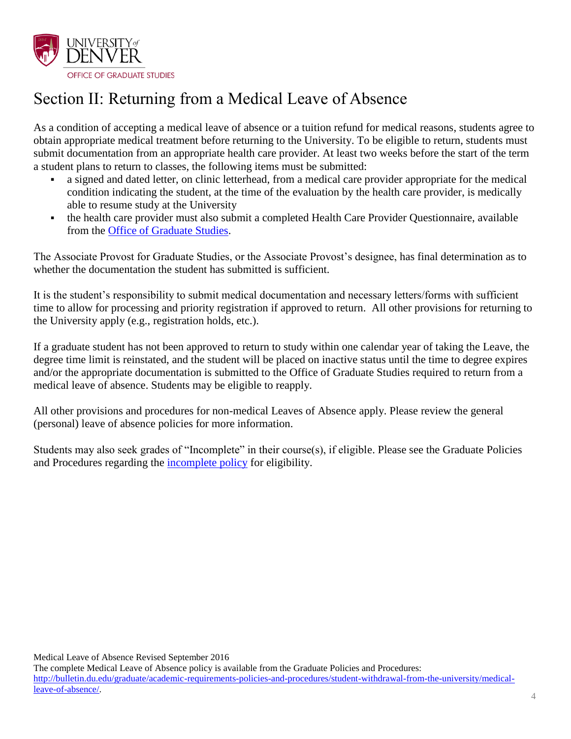# Section II: Returning from a Medical Leave of Absence

As a condition of accepting a medical leave of absence or a tuition refund for medical reasons, students agree to obtain appropriate medical treatment before returning to the University. To be eligible to return, students must submit documentation from an appropriate health care provider. At least two weeks before the start of the term a student plans to return to classes, the following items must be submitted:

- a signed and dated letter, on clinic letterhead, from a medical care provider appropriate for the medical condition indicating the student, at the time of the evaluation by the health care provider, is medically able to resume study at the University
- the health care provider must also submit a completed Health Care Provider Questionnaire, available from the Office of Graduate Studies.

The Associate Provost for Graduate Studies, or the Associate Provost's designee, has final determination as to whether the documentation the student has submitted is sufficient.

It is the student's responsibility to submit medical documentation and necessary letters/forms with sufficient time to allow for processing and priority registration if approved to return. All other provisions for returning to the University apply (e.g., registration holds, etc.).

If a graduate student has not been approved to return to study within one calendar year of taking the Leave, the degree time limit is reinstated, and the student will be placed on inactive status until the time to degree expires and/or the appropriate documentation is submitted to the Office of Graduate Studies required to return from a medical leave of absence. Students may be eligible to reapply.

All other provisions and procedures for non-medical Leaves of Absence apply. Please review the general (personal) leave of absence policies for more information.

Students may also seek grades of "Incomplete" in their course(s), if eligible. Please see the Graduate Policies and Procedures regarding the incomplete policy for eligibility.

Medical Leave of Absence Revised September 2016
The complete Medical Leave of Absence policy is available from the Graduate Policies and Procedures: http://bulletin.du.edu/graduate/academic-requirements-policies-and-procedures/student-withdrawal-from-the-university/medical-leave-of-absence/.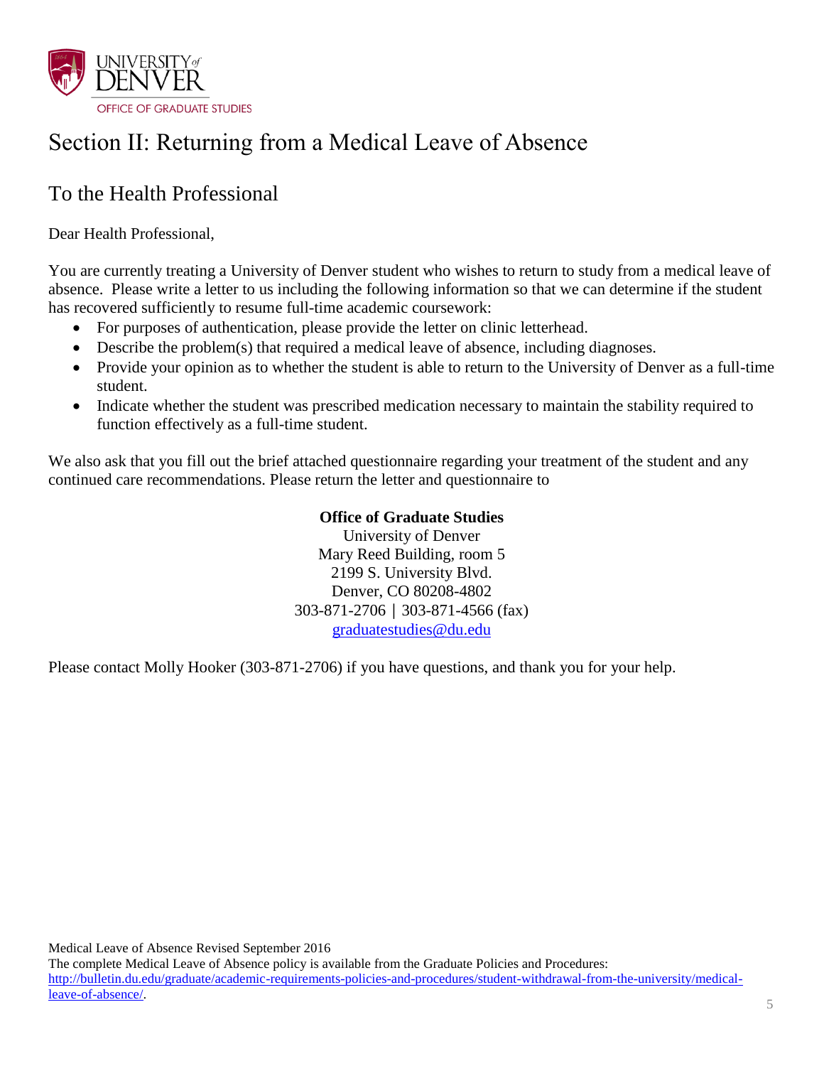UNIVERSITY of DENVER

OFFICE OF GRADUATE STUDIES

# Section II: Returning from a Medical Leave of Absence

## To the Health Professional

Dear Health Professional,

You are currently treating a University of Denver student who wishes to return to study from a medical leave of absence. Please write a letter to us including the following information so that we can determine if the student has recovered sufficiently to resume full-time academic coursework:

- For purposes of authentication, please provide the letter on clinic letterhead.
- Describe the problem(s) that required a medical leave of absence, including diagnoses.
- Provide your opinion as to whether the student is able to return to the University of Denver as a full-time student.
- Indicate whether the student was prescribed medication necessary to maintain the stability required to function effectively as a full-time student.

We also ask that you fill out the brief attached questionnaire regarding your treatment of the student and any continued care recommendations. Please return the letter and questionnaire to

**Office of Graduate Studies**
University of Denver
Mary Reed Building, room 5
2199 S. University Blvd.
Denver, CO 80208-4802
303-871-2706 | 303-871-4566 (fax)
graduatestudies@du.edu

Please contact Molly Hooker (303-871-2706) if you have questions, and thank you for your help.

Medical Leave of Absence Revised September 2016
The complete Medical Leave of Absence policy is available from the Graduate Policies and Procedures: http://bulletin.du.edu/graduate/academic-requirements-policies-and-procedures/student-withdrawal-from-the-university/medical-leave-of-absence/.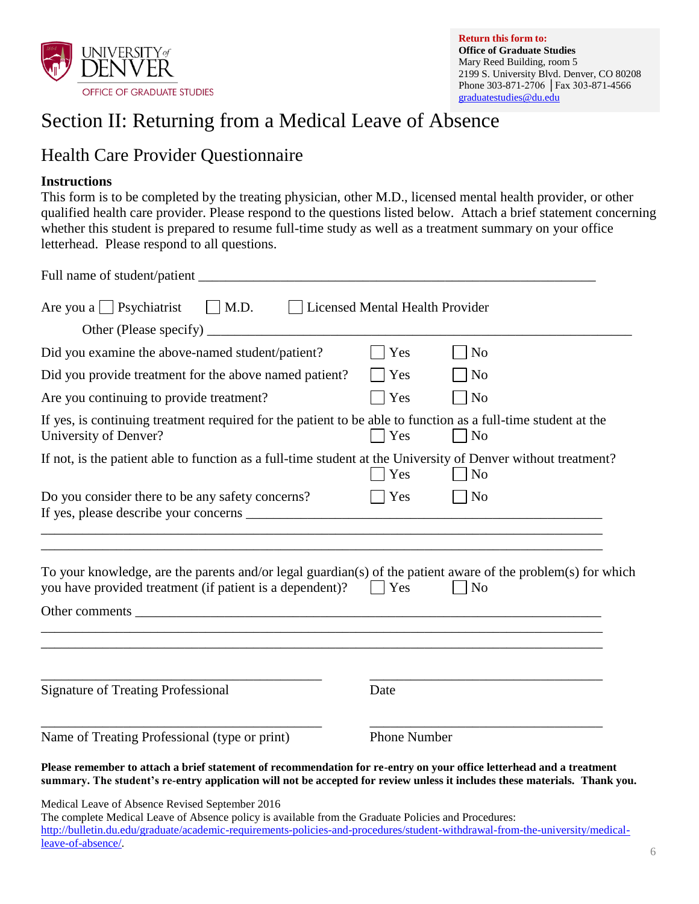UNIVERSITY of DENVER
OFFICE OF GRADUATE STUDIES

**Return this form to:**
**Office of Graduate Studies**
Mary Reed Building, room 5
2199 S. University Blvd. Denver, CO 80208
Phone 303-871-2706 │Fax 303-871-4566
graduatestudies@du.edu

# Section II: Returning from a Medical Leave of Absence

## Health Care Provider Questionnaire

**Instructions**

This form is to be completed by the treating physician, other M.D., licensed mental health provider, or other qualified health care provider. Please respond to the questions listed below. Attach a brief statement concerning whether this student is prepared to resume full-time study as well as a treatment summary on your office letterhead. Please respond to all questions.

Full name of student/patient ____________________________________________________________

Are you a ☐ Psychiatrist ☐ M.D. ☐ Licensed Mental Health Provider

Other (Please specify) ____________________________________________________________

Did you examine the above-named student/patient? ☐ Yes ☐ No

Did you provide treatment for the above named patient? ☐ Yes ☐ No

Are you continuing to provide treatment? ☐ Yes ☐ No

If yes, is continuing treatment required for the patient to be able to function as a full-time student at the University of Denver? ☐ Yes ☐ No

If not, is the patient able to function as a full-time student at the University of Denver without treatment? ☐ Yes ☐ No

Do you consider there to be any safety concerns? ☐ Yes ☐ No

If yes, please describe your concerns ____________________________________________________________

____________________________________________________________

____________________________________________________________

To your knowledge, are the parents and/or legal guardian(s) of the patient aware of the problem(s) for which you have provided treatment (if patient is a dependent)? ☐ Yes ☐ No

Other comments ____________________________________________________________

____________________________________________________________

____________________________________________________________

______________________________ ______________________________

Signature of Treating Professional Date

______________________________ ______________________________

Name of Treating Professional (type or print) Phone Number

**Please remember to attach a brief statement of recommendation for re-entry on your office letterhead and a treatment summary. The student's re-entry application will not be accepted for review unless it includes these materials. Thank you.**

Medical Leave of Absence Revised September 2016

The complete Medical Leave of Absence policy is available from the Graduate Policies and Procedures: http://bulletin.du.edu/graduate/academic-requirements-policies-and-procedures/student-withdrawal-from-the-university/medical-leave-of-absence/.